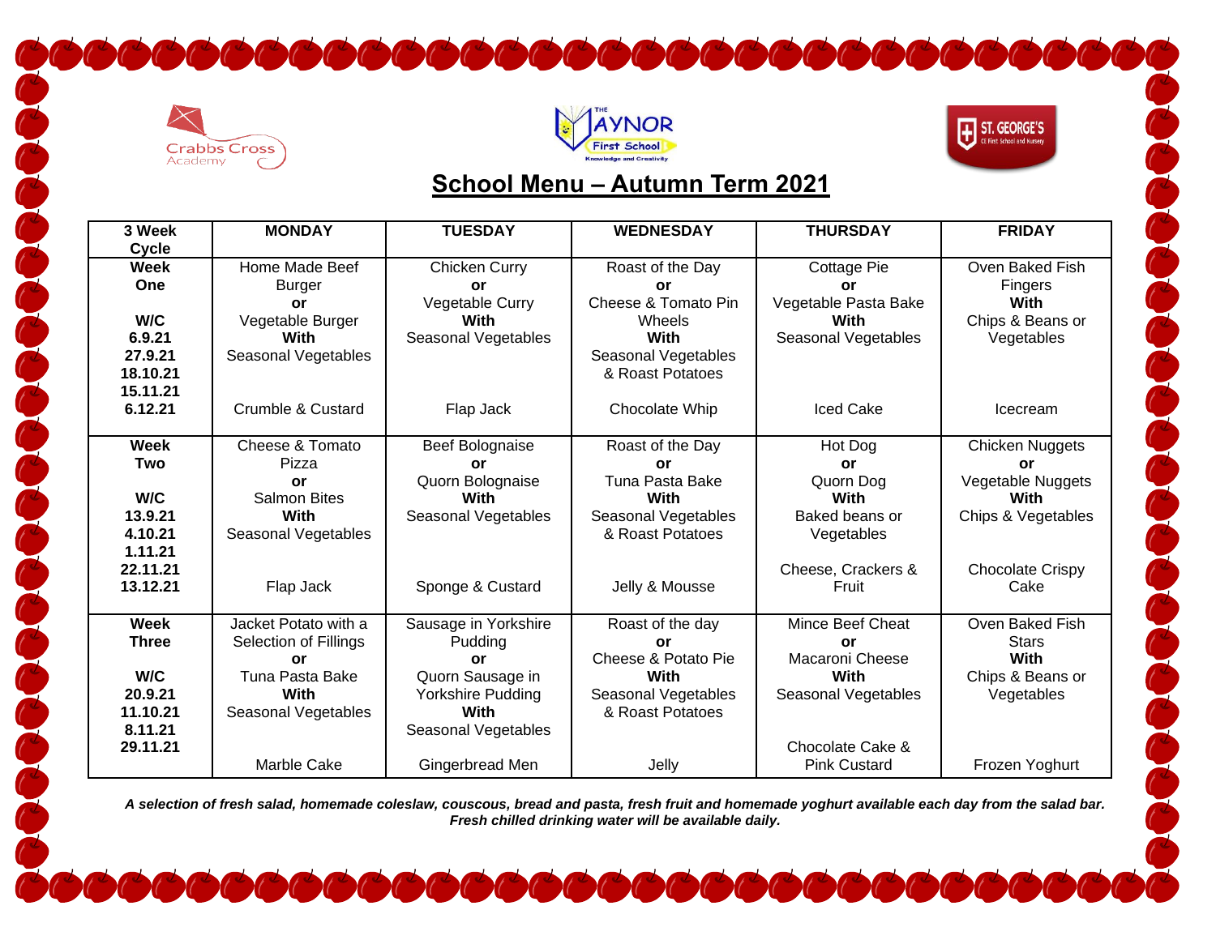Crabbs Cross Academy

The Vaynor First School — Knowledge and Creativity

St. George's CE First School and Nursery

# School Menu – Autumn Term 2021

| 3 Week Cycle | MONDAY | TUESDAY | WEDNESDAY | THURSDAY | FRIDAY |
|---|---|---|---|---|---|
| **Week One**<br><br>**W/C**<br>**6.9.21**<br>**27.9.21**<br>**18.10.21**<br>**15.11.21**<br>**6.12.21** | Home Made Beef Burger<br>**or**<br>Vegetable Burger<br>**With**<br>Seasonal Vegetables<br><br>Crumble & Custard | Chicken Curry<br>**or**<br>Vegetable Curry<br>**With**<br>Seasonal Vegetables<br><br>Flap Jack | Roast of the Day<br>**or**<br>Cheese & Tomato Pin Wheels<br>**With**<br>Seasonal Vegetables & Roast Potatoes<br><br>Chocolate Whip | Cottage Pie<br>**or**<br>Vegetable Pasta Bake<br>**With**<br>Seasonal Vegetables<br><br>Iced Cake | Oven Baked Fish Fingers<br>**With**<br>Chips & Beans or Vegetables<br><br>Icecream |
| **Week Two**<br><br>**W/C**<br>**13.9.21**<br>**4.10.21**<br>**1.11.21**<br>**22.11.21**<br>**13.12.21** | Cheese & Tomato Pizza<br>**or**<br>Salmon Bites<br>**With**<br>Seasonal Vegetables<br><br>Flap Jack | Beef Bolognaise<br>**or**<br>Quorn Bolognaise<br>**With**<br>Seasonal Vegetables<br><br>Sponge & Custard | Roast of the Day<br>**or**<br>Tuna Pasta Bake<br>**With**<br>Seasonal Vegetables & Roast Potatoes<br><br>Jelly & Mousse | Hot Dog<br>**or**<br>Quorn Dog<br>**With**<br>Baked beans or Vegetables<br><br>Cheese, Crackers & Fruit | Chicken Nuggets<br>**or**<br>Vegetable Nuggets<br>**With**<br>Chips & Vegetables<br><br>Chocolate Crispy Cake |
| **Week Three**<br><br>**W/C**<br>**20.9.21**<br>**11.10.21**<br>**8.11.21**<br>**29.11.21** | Jacket Potato with a Selection of Fillings<br>**or**<br>Tuna Pasta Bake<br>**With**<br>Seasonal Vegetables<br><br>Marble Cake | Sausage in Yorkshire Pudding<br>**or**<br>Quorn Sausage in Yorkshire Pudding<br>**With**<br>Seasonal Vegetables<br><br>Gingerbread Men | Roast of the day<br>**or**<br>Cheese & Potato Pie<br>**With**<br>Seasonal Vegetables & Roast Potatoes<br><br>Jelly | Mince Beef Cheat<br>**or**<br>Macaroni Cheese<br>**With**<br>Seasonal Vegetables<br><br>Chocolate Cake & Pink Custard | Oven Baked Fish Stars<br>**With**<br>Chips & Beans or Vegetables<br><br>Frozen Yoghurt |

***A selection of fresh salad, homemade coleslaw, couscous, bread and pasta, fresh fruit and homemade yoghurt available each day from the salad bar.***
***Fresh chilled drinking water will be available daily.***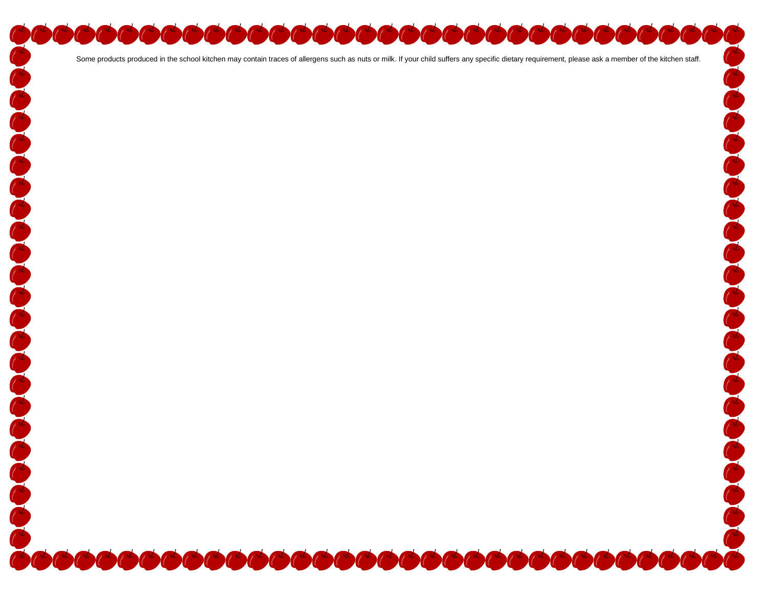Some products produced in the school kitchen may contain traces of allergens such as nuts or milk. If your child suffers any specific dietary requirement, please ask a member of the kitchen staff.